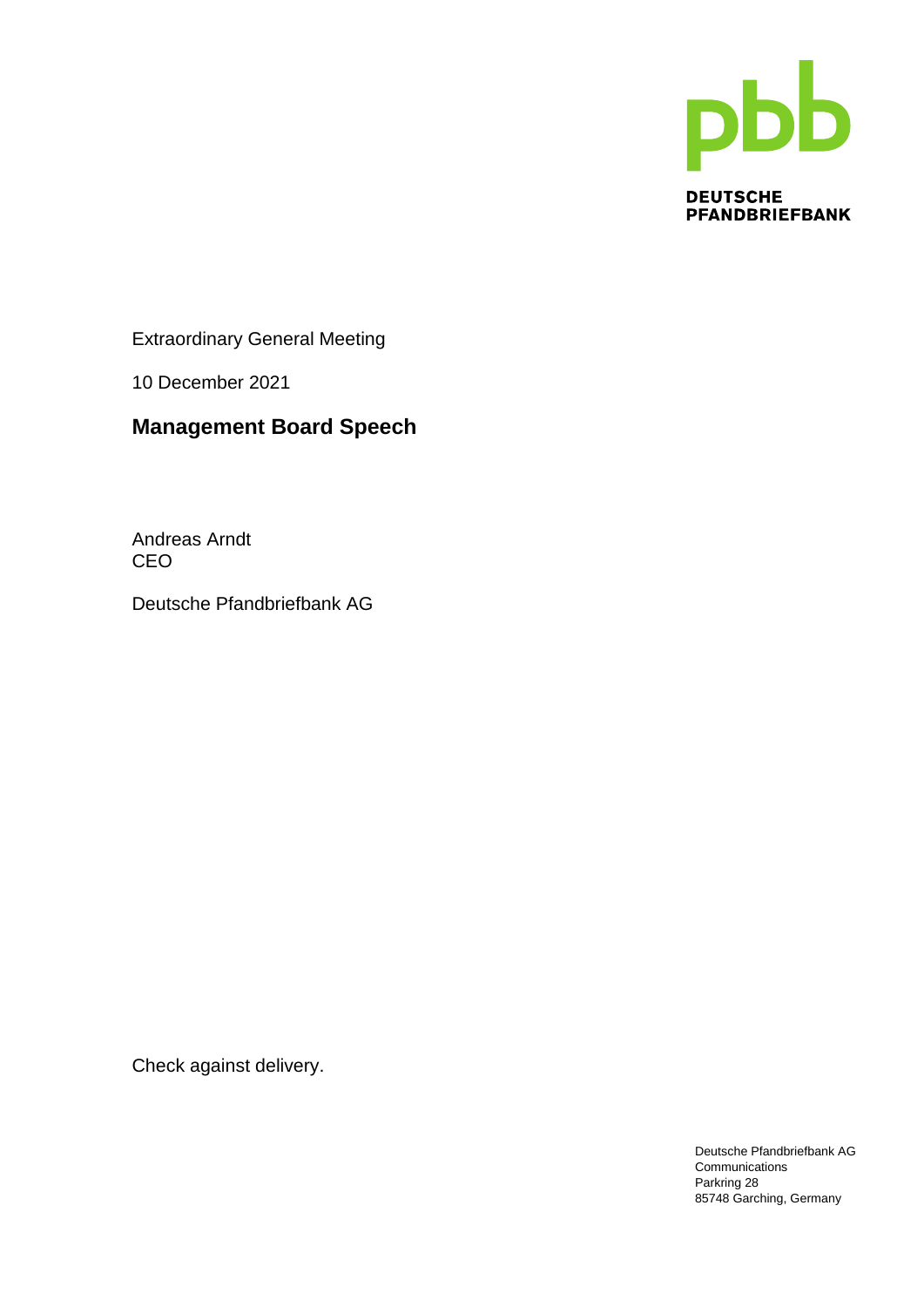pbb

DEUTSCHE PFANDBRIEFBANK

Extraordinary General Meeting

10 December 2021

# Management Board Speech

Andreas Arndt
CEO

Deutsche Pfandbriefbank AG

Check against delivery.

Deutsche Pfandbriefbank AG
Communications
Parkring 28
85748 Garching, Germany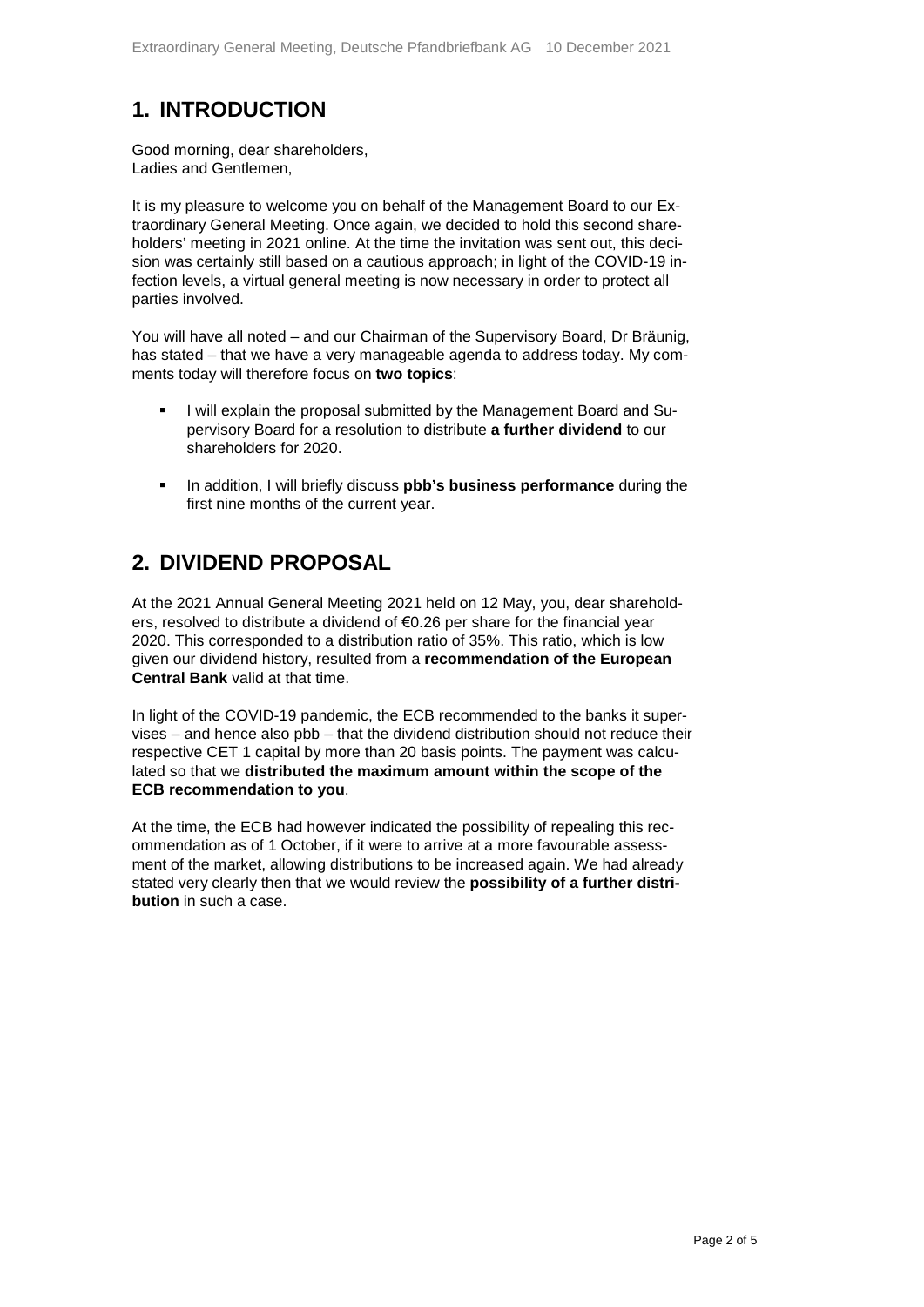## 1. INTRODUCTION

Good morning, dear shareholders,
Ladies and Gentlemen,

It is my pleasure to welcome you on behalf of the Management Board to our Extraordinary General Meeting. Once again, we decided to hold this second shareholders' meeting in 2021 online. At the time the invitation was sent out, this decision was certainly still based on a cautious approach; in light of the COVID-19 infection levels, a virtual general meeting is now necessary in order to protect all parties involved.

You will have all noted – and our Chairman of the Supervisory Board, Dr Bräunig, has stated – that we have a very manageable agenda to address today. My comments today will therefore focus on **two topics**:

- I will explain the proposal submitted by the Management Board and Supervisory Board for a resolution to distribute **a further dividend** to our shareholders for 2020.
- In addition, I will briefly discuss **pbb's business performance** during the first nine months of the current year.

## 2. DIVIDEND PROPOSAL

At the 2021 Annual General Meeting 2021 held on 12 May, you, dear shareholders, resolved to distribute a dividend of €0.26 per share for the financial year 2020. This corresponded to a distribution ratio of 35%. This ratio, which is low given our dividend history, resulted from a **recommendation of the European Central Bank** valid at that time.

In light of the COVID-19 pandemic, the ECB recommended to the banks it supervises – and hence also pbb – that the dividend distribution should not reduce their respective CET 1 capital by more than 20 basis points. The payment was calculated so that we **distributed the maximum amount within the scope of the ECB recommendation to you**.

At the time, the ECB had however indicated the possibility of repealing this recommendation as of 1 October, if it were to arrive at a more favourable assessment of the market, allowing distributions to be increased again. We had already stated very clearly then that we would review the **possibility of a further distribution** in such a case.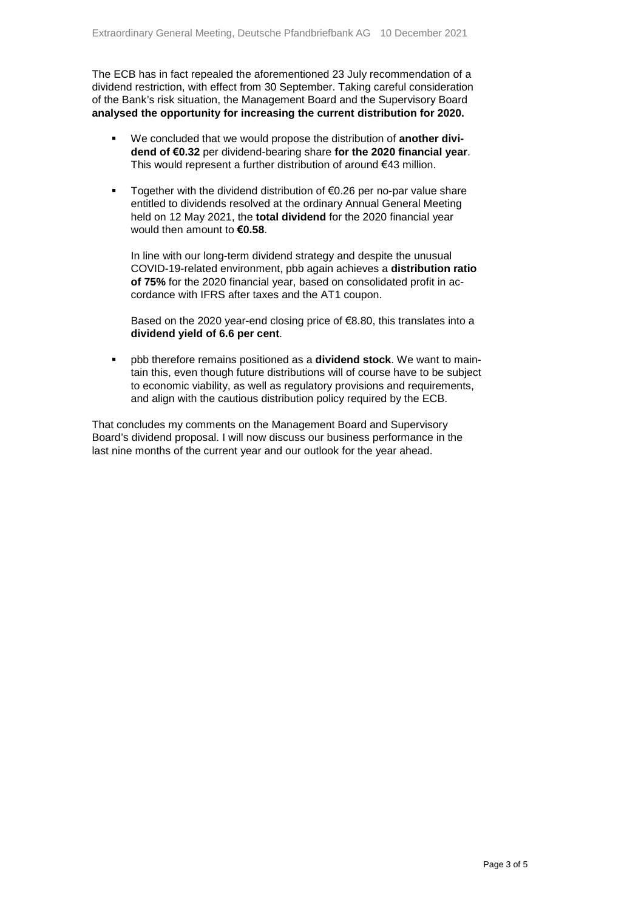The ECB has in fact repealed the aforementioned 23 July recommendation of a dividend restriction, with effect from 30 September. Taking careful consideration of the Bank's risk situation, the Management Board and the Supervisory Board **analysed the opportunity for increasing the current distribution for 2020.**

- We concluded that we would propose the distribution of **another dividend of €0.32** per dividend-bearing share **for the 2020 financial year**. This would represent a further distribution of around €43 million.
- Together with the dividend distribution of €0.26 per no-par value share entitled to dividends resolved at the ordinary Annual General Meeting held on 12 May 2021, the **total dividend** for the 2020 financial year would then amount to **€0.58**.

  In line with our long-term dividend strategy and despite the unusual COVID-19-related environment, pbb again achieves a **distribution ratio of 75%** for the 2020 financial year, based on consolidated profit in accordance with IFRS after taxes and the AT1 coupon.

  Based on the 2020 year-end closing price of €8.80, this translates into a **dividend yield of 6.6 per cent**.
- pbb therefore remains positioned as a **dividend stock**. We want to maintain this, even though future distributions will of course have to be subject to economic viability, as well as regulatory provisions and requirements, and align with the cautious distribution policy required by the ECB.

That concludes my comments on the Management Board and Supervisory Board's dividend proposal. I will now discuss our business performance in the last nine months of the current year and our outlook for the year ahead.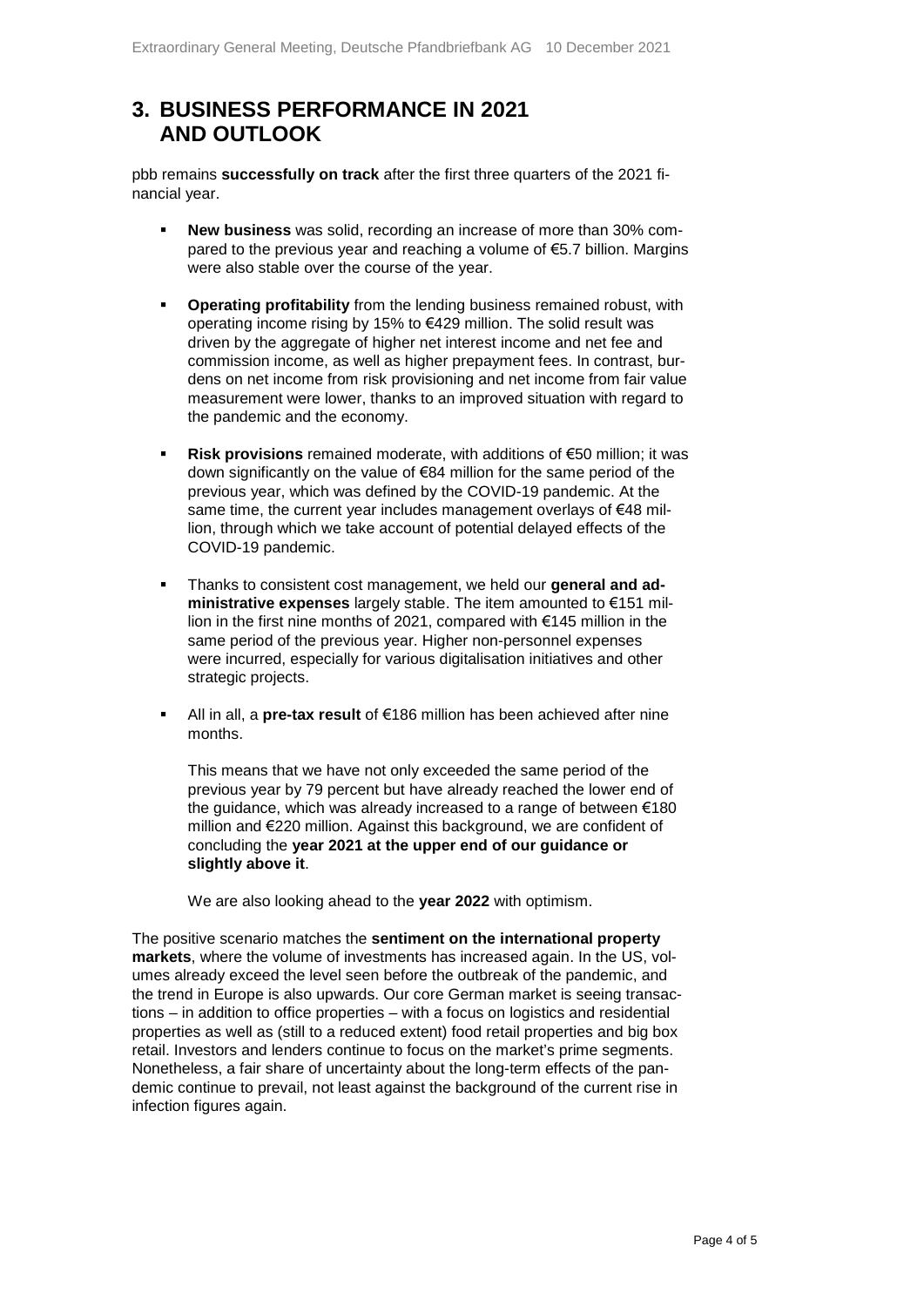## 3. BUSINESS PERFORMANCE IN 2021 AND OUTLOOK

pbb remains **successfully on track** after the first three quarters of the 2021 financial year.

- **New business** was solid, recording an increase of more than 30% compared to the previous year and reaching a volume of €5.7 billion. Margins were also stable over the course of the year.

- **Operating profitability** from the lending business remained robust, with operating income rising by 15% to €429 million. The solid result was driven by the aggregate of higher net interest income and net fee and commission income, as well as higher prepayment fees. In contrast, burdens on net income from risk provisioning and net income from fair value measurement were lower, thanks to an improved situation with regard to the pandemic and the economy.

- **Risk provisions** remained moderate, with additions of €50 million; it was down significantly on the value of €84 million for the same period of the previous year, which was defined by the COVID-19 pandemic. At the same time, the current year includes management overlays of €48 million, through which we take account of potential delayed effects of the COVID-19 pandemic.

- Thanks to consistent cost management, we held our **general and administrative expenses** largely stable. The item amounted to €151 million in the first nine months of 2021, compared with €145 million in the same period of the previous year. Higher non-personnel expenses were incurred, especially for various digitalisation initiatives and other strategic projects.

- All in all, a **pre-tax result** of €186 million has been achieved after nine months.

  This means that we have not only exceeded the same period of the previous year by 79 percent but have already reached the lower end of the guidance, which was already increased to a range of between €180 million and €220 million. Against this background, we are confident of concluding the **year 2021 at the upper end of our guidance or slightly above it**.

  We are also looking ahead to the **year 2022** with optimism.

The positive scenario matches the **sentiment on the international property markets**, where the volume of investments has increased again. In the US, volumes already exceed the level seen before the outbreak of the pandemic, and the trend in Europe is also upwards. Our core German market is seeing transactions – in addition to office properties – with a focus on logistics and residential properties as well as (still to a reduced extent) food retail properties and big box retail. Investors and lenders continue to focus on the market's prime segments. Nonetheless, a fair share of uncertainty about the long-term effects of the pandemic continue to prevail, not least against the background of the current rise in infection figures again.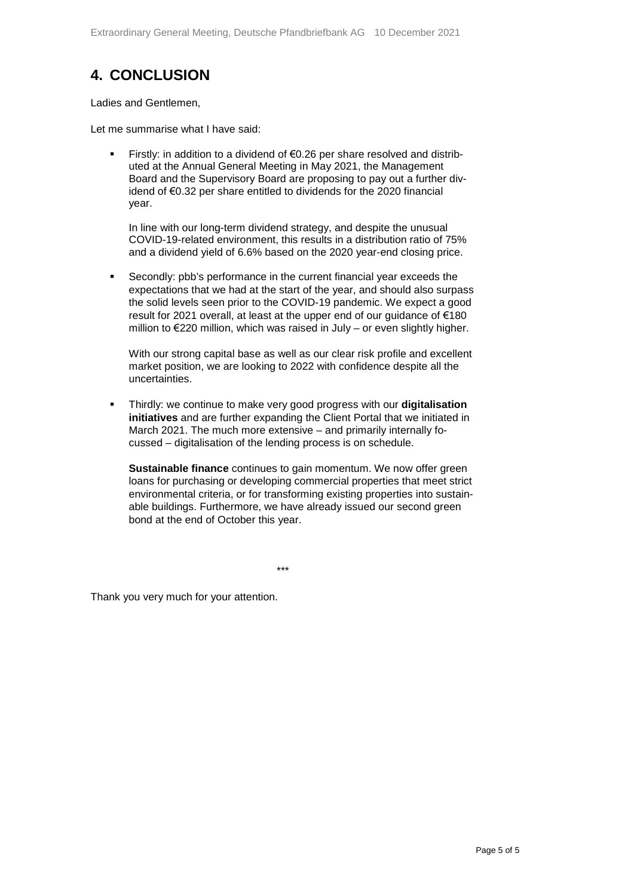## 4. CONCLUSION

Ladies and Gentlemen,

Let me summarise what I have said:

- Firstly: in addition to a dividend of €0.26 per share resolved and distributed at the Annual General Meeting in May 2021, the Management Board and the Supervisory Board are proposing to pay out a further dividend of €0.32 per share entitled to dividends for the 2020 financial year.

  In line with our long-term dividend strategy, and despite the unusual COVID-19-related environment, this results in a distribution ratio of 75% and a dividend yield of 6.6% based on the 2020 year-end closing price.

- Secondly: pbb's performance in the current financial year exceeds the expectations that we had at the start of the year, and should also surpass the solid levels seen prior to the COVID-19 pandemic. We expect a good result for 2021 overall, at least at the upper end of our guidance of €180 million to €220 million, which was raised in July – or even slightly higher.

  With our strong capital base as well as our clear risk profile and excellent market position, we are looking to 2022 with confidence despite all the uncertainties.

- Thirdly: we continue to make very good progress with our **digitalisation initiatives** and are further expanding the Client Portal that we initiated in March 2021. The much more extensive – and primarily internally focussed – digitalisation of the lending process is on schedule.

  **Sustainable finance** continues to gain momentum. We now offer green loans for purchasing or developing commercial properties that meet strict environmental criteria, or for transforming existing properties into sustainable buildings. Furthermore, we have already issued our second green bond at the end of October this year.

\*\*\*

Thank you very much for your attention.